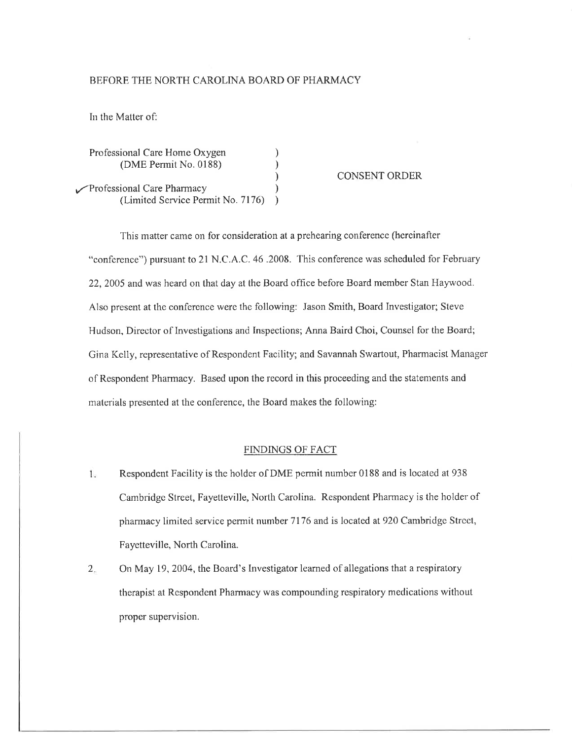BEFORE THE NORTH CAROLINA BOARD OF PHARMACY

In the Matter of:

| | | |
|---|---|---|
| Professional Care Home Oxygen (DME Permit No. 0188) | ) | CONSENT ORDER |
| ✓Professional Care Pharmacy (Limited Service Permit No. 7176) | ) | |

This matter came on for consideration at a prehearing conference (hereinafter "conference") pursuant to 21 N.C.A.C. 46 .2008. This conference was scheduled for February 22, 2005 and was heard on that day at the Board office before Board member Stan Haywood. Also present at the conference were the following: Jason Smith, Board Investigator; Steve Hudson, Director of Investigations and Inspections; Anna Baird Choi, Counsel for the Board; Gina Kelly, representative of Respondent Facility; and Savannah Swartout, Pharmacist Manager of Respondent Pharmacy. Based upon the record in this proceeding and the statements and materials presented at the conference, the Board makes the following:

## FINDINGS OF FACT

1. Respondent Facility is the holder of DME permit number 0188 and is located at 938 Cambridge Street, Fayetteville, North Carolina. Respondent Pharmacy is the holder of pharmacy limited service permit number 7176 and is located at 920 Cambridge Street, Fayetteville, North Carolina.

2. On May 19, 2004, the Board's Investigator learned of allegations that a respiratory therapist at Respondent Pharmacy was compounding respiratory medications without proper supervision.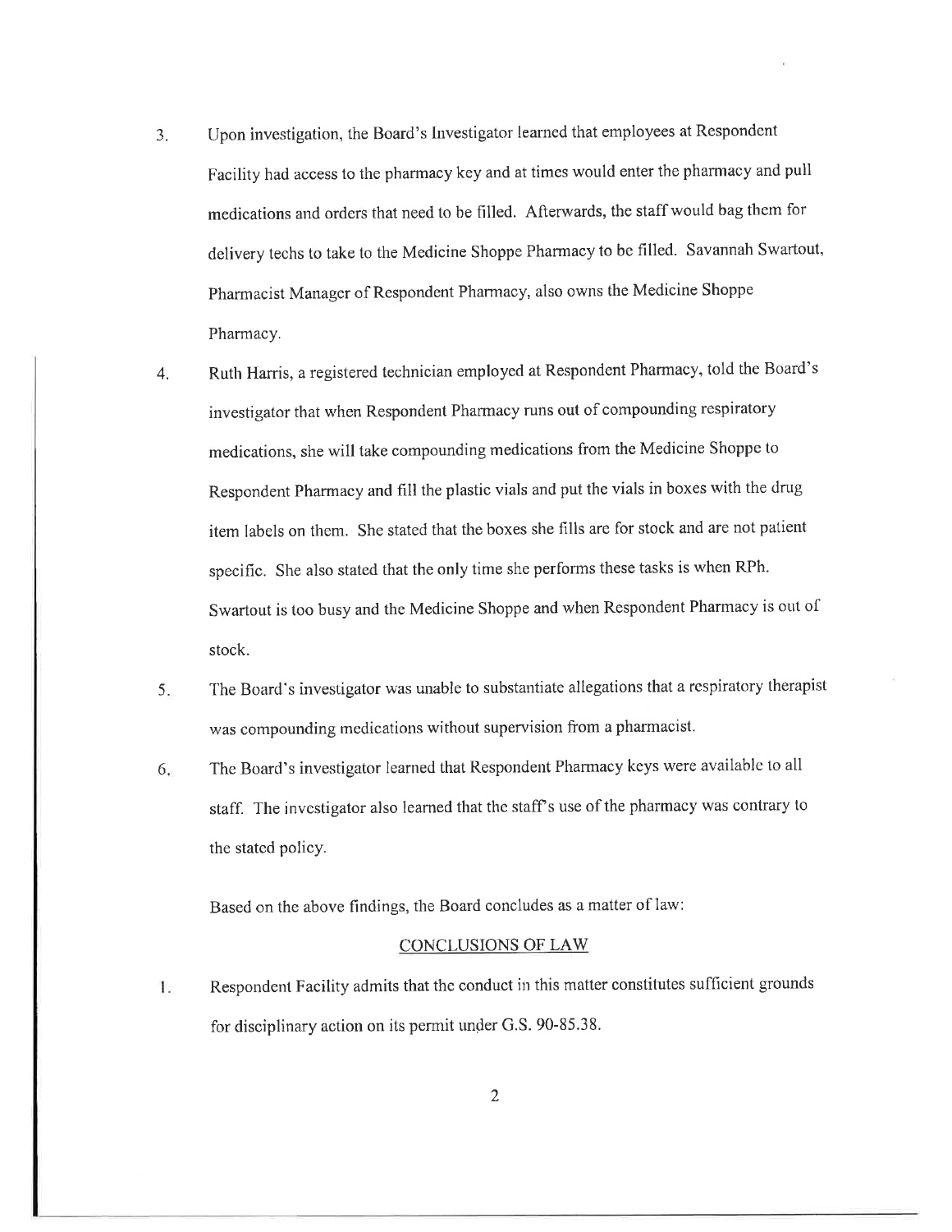3. Upon investigation, the Board's Investigator learned that employees at Respondent Facility had access to the pharmacy key and at times would enter the pharmacy and pull medications and orders that need to be filled. Afterwards, the staff would bag them for delivery techs to take to the Medicine Shoppe Pharmacy to be filled. Savannah Swartout, Pharmacist Manager of Respondent Pharmacy, also owns the Medicine Shoppe Pharmacy.

4. Ruth Harris, a registered technician employed at Respondent Pharmacy, told the Board's investigator that when Respondent Pharmacy runs out of compounding respiratory medications, she will take compounding medications from the Medicine Shoppe to Respondent Pharmacy and fill the plastic vials and put the vials in boxes with the drug item labels on them. She stated that the boxes she fills are for stock and are not patient specific. She also stated that the only time she performs these tasks is when RPh. Swartout is too busy and the Medicine Shoppe and when Respondent Pharmacy is out of stock.

5. The Board's investigator was unable to substantiate allegations that a respiratory therapist was compounding medications without supervision from a pharmacist.

6. The Board's investigator learned that Respondent Pharmacy keys were available to all staff. The investigator also learned that the staff's use of the pharmacy was contrary to the stated policy.

Based on the above findings, the Board concludes as a matter of law:

## CONCLUSIONS OF LAW

1. Respondent Facility admits that the conduct in this matter constitutes sufficient grounds for disciplinary action on its permit under G.S. 90-85.38.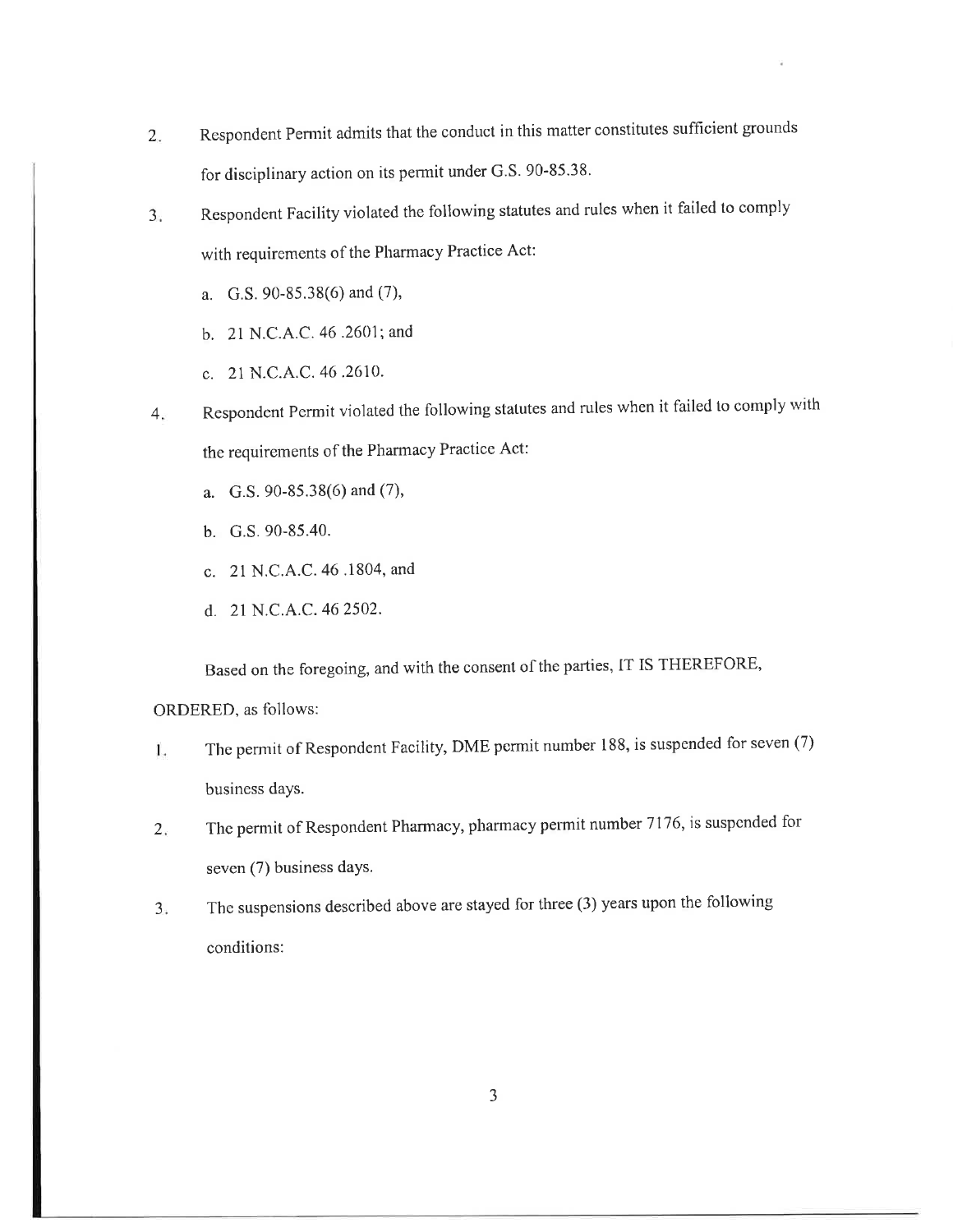2. Respondent Permit admits that the conduct in this matter constitutes sufficient grounds for disciplinary action on its permit under G.S. 90-85.38.

3. Respondent Facility violated the following statutes and rules when it failed to comply with requirements of the Pharmacy Practice Act:

   a. G.S. 90-85.38(6) and (7),

   b. 21 N.C.A.C. 46 .2601; and

   c. 21 N.C.A.C. 46 .2610.

4. Respondent Permit violated the following statutes and rules when it failed to comply with the requirements of the Pharmacy Practice Act:

   a. G.S. 90-85.38(6) and (7),

   b. G.S. 90-85.40.

   c. 21 N.C.A.C. 46 .1804, and

   d. 21 N.C.A.C. 46 2502.

Based on the foregoing, and with the consent of the parties, IT IS THEREFORE, ORDERED, as follows:

1. The permit of Respondent Facility, DME permit number 188, is suspended for seven (7) business days.

2. The permit of Respondent Pharmacy, pharmacy permit number 7176, is suspended for seven (7) business days.

3. The suspensions described above are stayed for three (3) years upon the following conditions: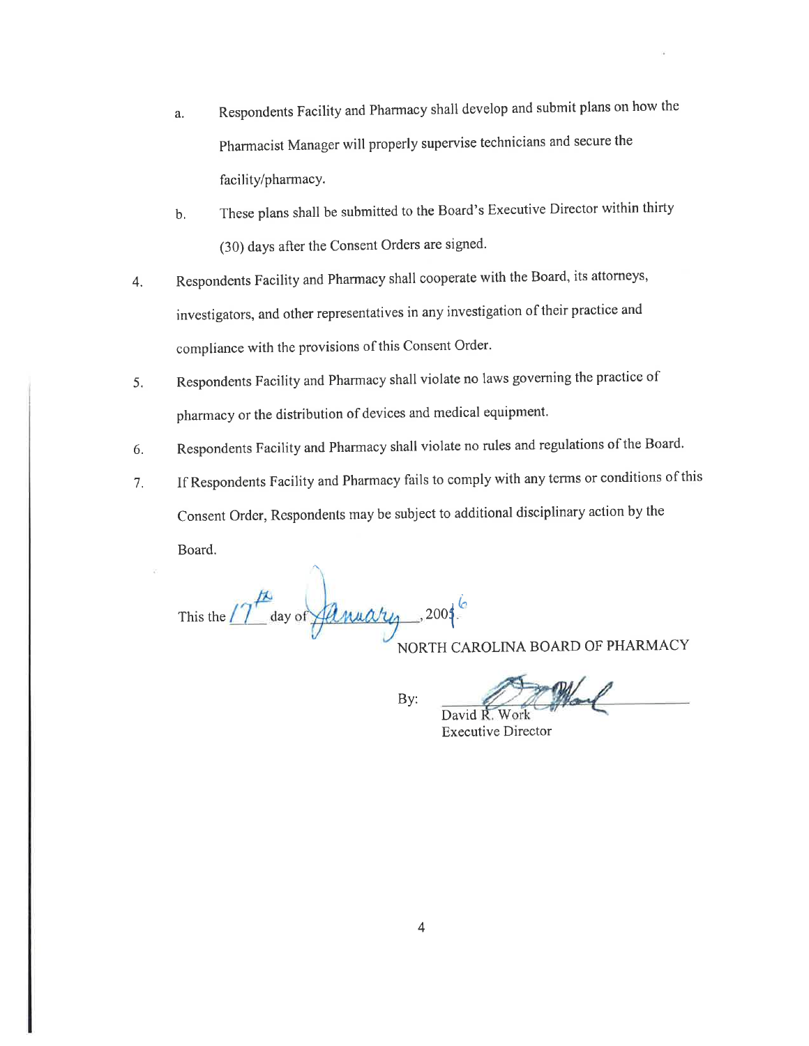a. Respondents Facility and Pharmacy shall develop and submit plans on how the Pharmacist Manager will properly supervise technicians and secure the facility/pharmacy.

b. These plans shall be submitted to the Board's Executive Director within thirty (30) days after the Consent Orders are signed.

4. Respondents Facility and Pharmacy shall cooperate with the Board, its attorneys, investigators, and other representatives in any investigation of their practice and compliance with the provisions of this Consent Order.

5. Respondents Facility and Pharmacy shall violate no laws governing the practice of pharmacy or the distribution of devices and medical equipment.

6. Respondents Facility and Pharmacy shall violate no rules and regulations of the Board.

7. If Respondents Facility and Pharmacy fails to comply with any terms or conditions of this Consent Order, Respondents may be subject to additional disciplinary action by the Board.

This the 17th day of January, 2006.

NORTH CAROLINA BOARD OF PHARMACY

By: ______________________
David R. Work
Executive Director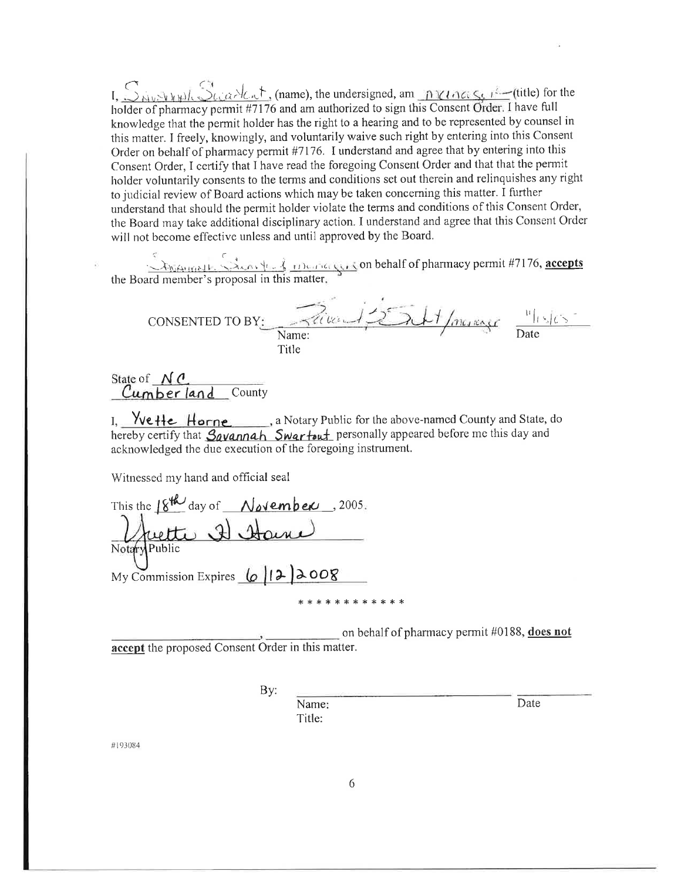I, Savannah Swartout, (name), the undersigned, am manager (title) for the holder of pharmacy permit #7176 and am authorized to sign this Consent Order. I have full knowledge that the permit holder has the right to a hearing and to be represented by counsel in this matter. I freely, knowingly, and voluntarily waive such right by entering into this Consent Order on behalf of pharmacy permit #7176. I understand and agree that by entering into this Consent Order, I certify that I have read the foregoing Consent Order and that that the permit holder voluntarily consents to the terms and conditions set out therein and relinquishes any right to judicial review of Board actions which may be taken concerning this matter. I further understand that should the permit holder violate the terms and conditions of this Consent Order, the Board may take additional disciplinary action. I understand and agree that this Consent Order will not become effective unless and until approved by the Board.

Savannah Swartout, manager on behalf of pharmacy permit #7176, **accepts** the Board member's proposal in this matter.

CONSENTED TO BY: Savannah Swartout / manager    11/18/05

Name:    Date

Title

State of NC

Cumberland County

I, Yvette Horne, a Notary Public for the above-named County and State, do hereby certify that Savannah Swartout personally appeared before me this day and acknowledged the due execution of the foregoing instrument.

Witnessed my hand and official seal

This the 18th day of November, 2005.

Yvette H Horne

Notary Public

My Commission Expires 6/12/2008

\* \* \* \* \* \* \* \* \* \* \* \*

\_\_\_\_\_\_\_\_\_\_\_\_\_\_\_\_\_\_\_\_\_\_\_\_, \_\_\_\_\_\_\_\_\_\_\_ on behalf of pharmacy permit #0188, **does not accept** the proposed Consent Order in this matter.

By: \_\_\_\_\_\_\_\_\_\_\_\_\_\_\_\_\_\_\_\_\_\_\_\_\_\_\_\_ \_\_\_\_\_\_\_\_\_\_

Name:    Date

Title:

#193084